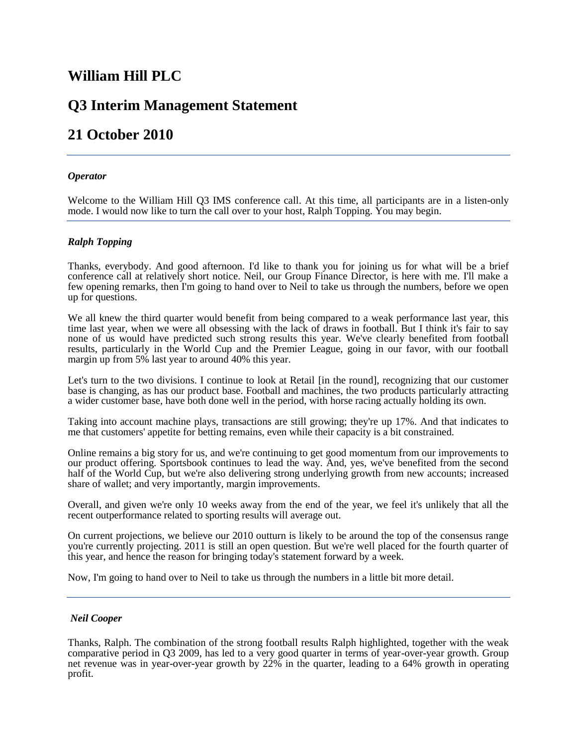# William Hill PLC

# Q3 Interim Management Statement

# 21 October 2010

---

***Operator***

Welcome to the William Hill Q3 IMS conference call. At this time, all participants are in a listen-only mode. I would now like to turn the call over to your host, Ralph Topping. You may begin.

---

***Ralph Topping***

Thanks, everybody. And good afternoon. I'd like to thank you for joining us for what will be a brief conference call at relatively short notice. Neil, our Group Finance Director, is here with me. I'll make a few opening remarks, then I'm going to hand over to Neil to take us through the numbers, before we open up for questions.

We all knew the third quarter would benefit from being compared to a weak performance last year, this time last year, when we were all obsessing with the lack of draws in football. But I think it's fair to say none of us would have predicted such strong results this year. We've clearly benefited from football results, particularly in the World Cup and the Premier League, going in our favor, with our football margin up from 5% last year to around 40% this year.

Let's turn to the two divisions. I continue to look at Retail [in the round], recognizing that our customer base is changing, as has our product base. Football and machines, the two products particularly attracting a wider customer base, have both done well in the period, with horse racing actually holding its own.

Taking into account machine plays, transactions are still growing; they're up 17%. And that indicates to me that customers' appetite for betting remains, even while their capacity is a bit constrained.

Online remains a big story for us, and we're continuing to get good momentum from our improvements to our product offering. Sportsbook continues to lead the way. And, yes, we've benefited from the second half of the World Cup, but we're also delivering strong underlying growth from new accounts; increased share of wallet; and very importantly, margin improvements.

Overall, and given we're only 10 weeks away from the end of the year, we feel it's unlikely that all the recent outperformance related to sporting results will average out.

On current projections, we believe our 2010 outturn is likely to be around the top of the consensus range you're currently projecting. 2011 is still an open question. But we're well placed for the fourth quarter of this year, and hence the reason for bringing today's statement forward by a week.

Now, I'm going to hand over to Neil to take us through the numbers in a little bit more detail.

---

***Neil Cooper***

Thanks, Ralph. The combination of the strong football results Ralph highlighted, together with the weak comparative period in Q3 2009, has led to a very good quarter in terms of year-over-year growth. Group net revenue was in year-over-year growth by 22% in the quarter, leading to a 64% growth in operating profit.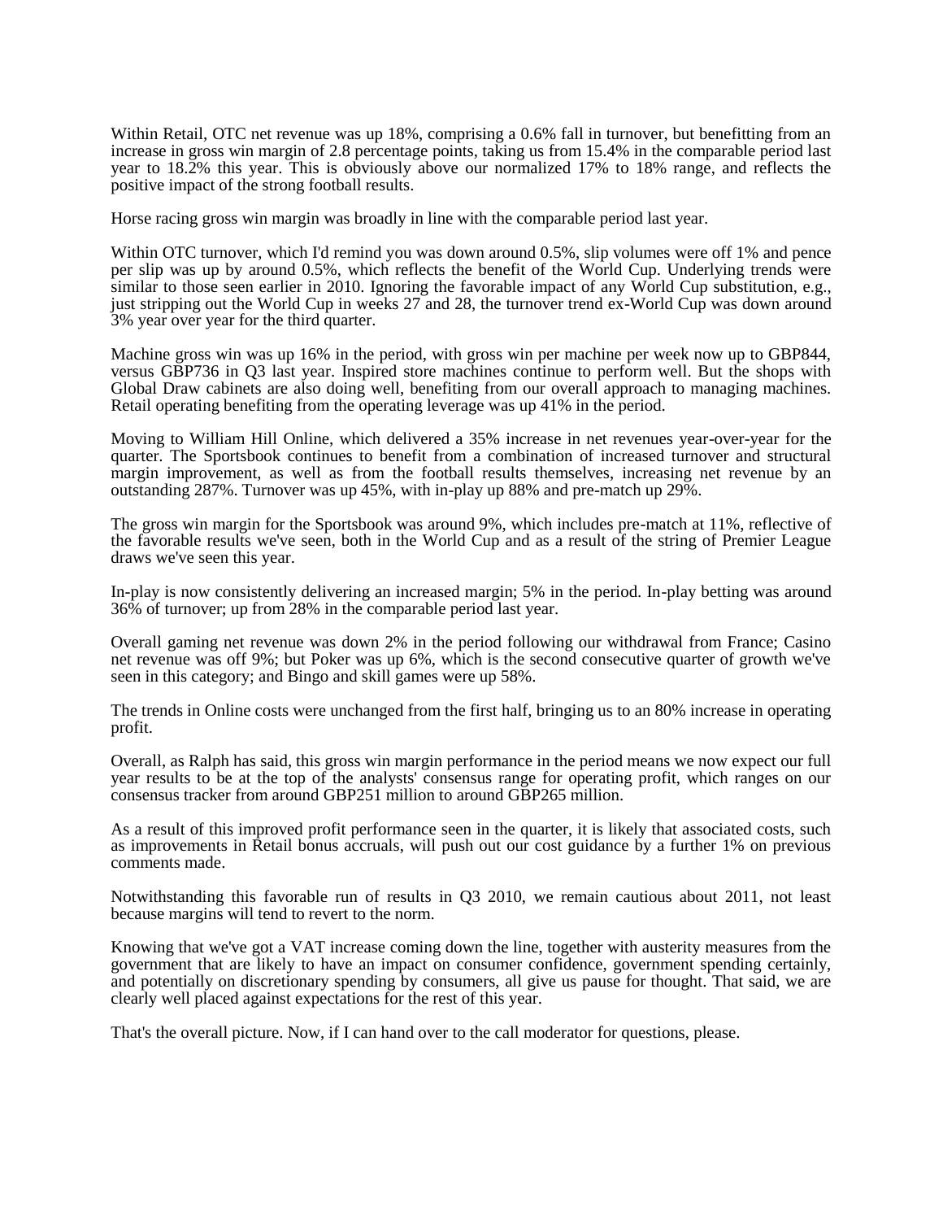Within Retail, OTC net revenue was up 18%, comprising a 0.6% fall in turnover, but benefitting from an increase in gross win margin of 2.8 percentage points, taking us from 15.4% in the comparable period last year to 18.2% this year. This is obviously above our normalized 17% to 18% range, and reflects the positive impact of the strong football results.

Horse racing gross win margin was broadly in line with the comparable period last year.

Within OTC turnover, which I'd remind you was down around 0.5%, slip volumes were off 1% and pence per slip was up by around 0.5%, which reflects the benefit of the World Cup. Underlying trends were similar to those seen earlier in 2010. Ignoring the favorable impact of any World Cup substitution, e.g., just stripping out the World Cup in weeks 27 and 28, the turnover trend ex-World Cup was down around 3% year over year for the third quarter.

Machine gross win was up 16% in the period, with gross win per machine per week now up to GBP844, versus GBP736 in Q3 last year. Inspired store machines continue to perform well. But the shops with Global Draw cabinets are also doing well, benefiting from our overall approach to managing machines. Retail operating benefiting from the operating leverage was up 41% in the period.

Moving to William Hill Online, which delivered a 35% increase in net revenues year-over-year for the quarter. The Sportsbook continues to benefit from a combination of increased turnover and structural margin improvement, as well as from the football results themselves, increasing net revenue by an outstanding 287%. Turnover was up 45%, with in-play up 88% and pre-match up 29%.

The gross win margin for the Sportsbook was around 9%, which includes pre-match at 11%, reflective of the favorable results we've seen, both in the World Cup and as a result of the string of Premier League draws we've seen this year.

In-play is now consistently delivering an increased margin; 5% in the period. In-play betting was around 36% of turnover; up from 28% in the comparable period last year.

Overall gaming net revenue was down 2% in the period following our withdrawal from France; Casino net revenue was off 9%; but Poker was up 6%, which is the second consecutive quarter of growth we've seen in this category; and Bingo and skill games were up 58%.

The trends in Online costs were unchanged from the first half, bringing us to an 80% increase in operating profit.

Overall, as Ralph has said, this gross win margin performance in the period means we now expect our full year results to be at the top of the analysts' consensus range for operating profit, which ranges on our consensus tracker from around GBP251 million to around GBP265 million.

As a result of this improved profit performance seen in the quarter, it is likely that associated costs, such as improvements in Retail bonus accruals, will push out our cost guidance by a further 1% on previous comments made.

Notwithstanding this favorable run of results in Q3 2010, we remain cautious about 2011, not least because margins will tend to revert to the norm.

Knowing that we've got a VAT increase coming down the line, together with austerity measures from the government that are likely to have an impact on consumer confidence, government spending certainly, and potentially on discretionary spending by consumers, all give us pause for thought. That said, we are clearly well placed against expectations for the rest of this year.

That's the overall picture. Now, if I can hand over to the call moderator for questions, please.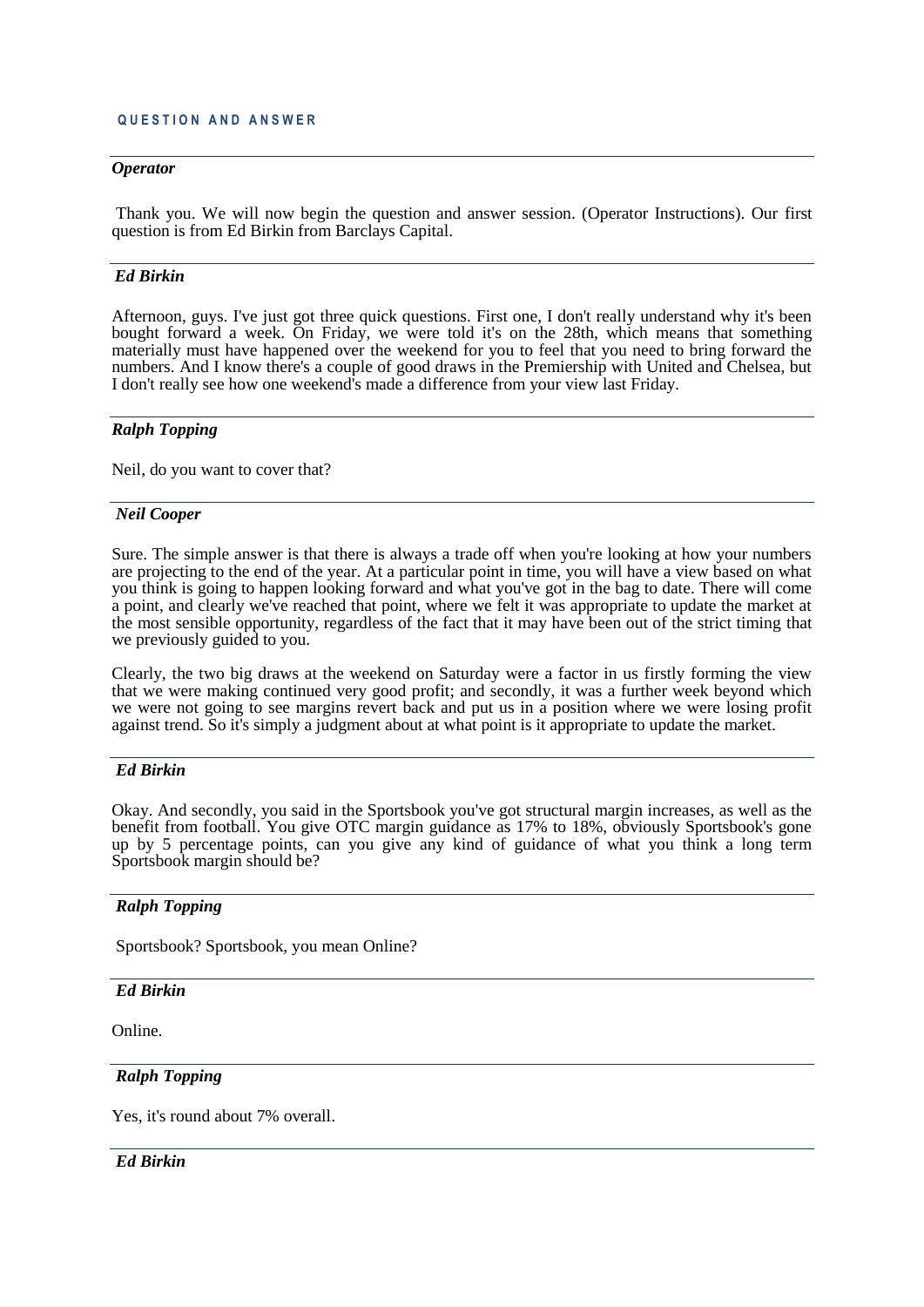**QUESTION AND ANSWER**

---

***Operator***

Thank you. We will now begin the question and answer session. (Operator Instructions). Our first question is from Ed Birkin from Barclays Capital.

---

***Ed Birkin***

Afternoon, guys. I've just got three quick questions. First one, I don't really understand why it's been bought forward a week. On Friday, we were told it's on the 28th, which means that something materially must have happened over the weekend for you to feel that you need to bring forward the numbers. And I know there's a couple of good draws in the Premiership with United and Chelsea, but I don't really see how one weekend's made a difference from your view last Friday.

---

***Ralph Topping***

Neil, do you want to cover that?

---

***Neil Cooper***

Sure. The simple answer is that there is always a trade off when you're looking at how your numbers are projecting to the end of the year. At a particular point in time, you will have a view based on what you think is going to happen looking forward and what you've got in the bag to date. There will come a point, and clearly we've reached that point, where we felt it was appropriate to update the market at the most sensible opportunity, regardless of the fact that it may have been out of the strict timing that we previously guided to you.

Clearly, the two big draws at the weekend on Saturday were a factor in us firstly forming the view that we were making continued very good profit; and secondly, it was a further week beyond which we were not going to see margins revert back and put us in a position where we were losing profit against trend. So it's simply a judgment about at what point is it appropriate to update the market.

---

***Ed Birkin***

Okay. And secondly, you said in the Sportsbook you've got structural margin increases, as well as the benefit from football. You give OTC margin guidance as 17% to 18%, obviously Sportsbook's gone up by 5 percentage points, can you give any kind of guidance of what you think a long term Sportsbook margin should be?

---

***Ralph Topping***

Sportsbook? Sportsbook, you mean Online?

---

***Ed Birkin***

Online.

---

***Ralph Topping***

Yes, it's round about 7% overall.

---

***Ed Birkin***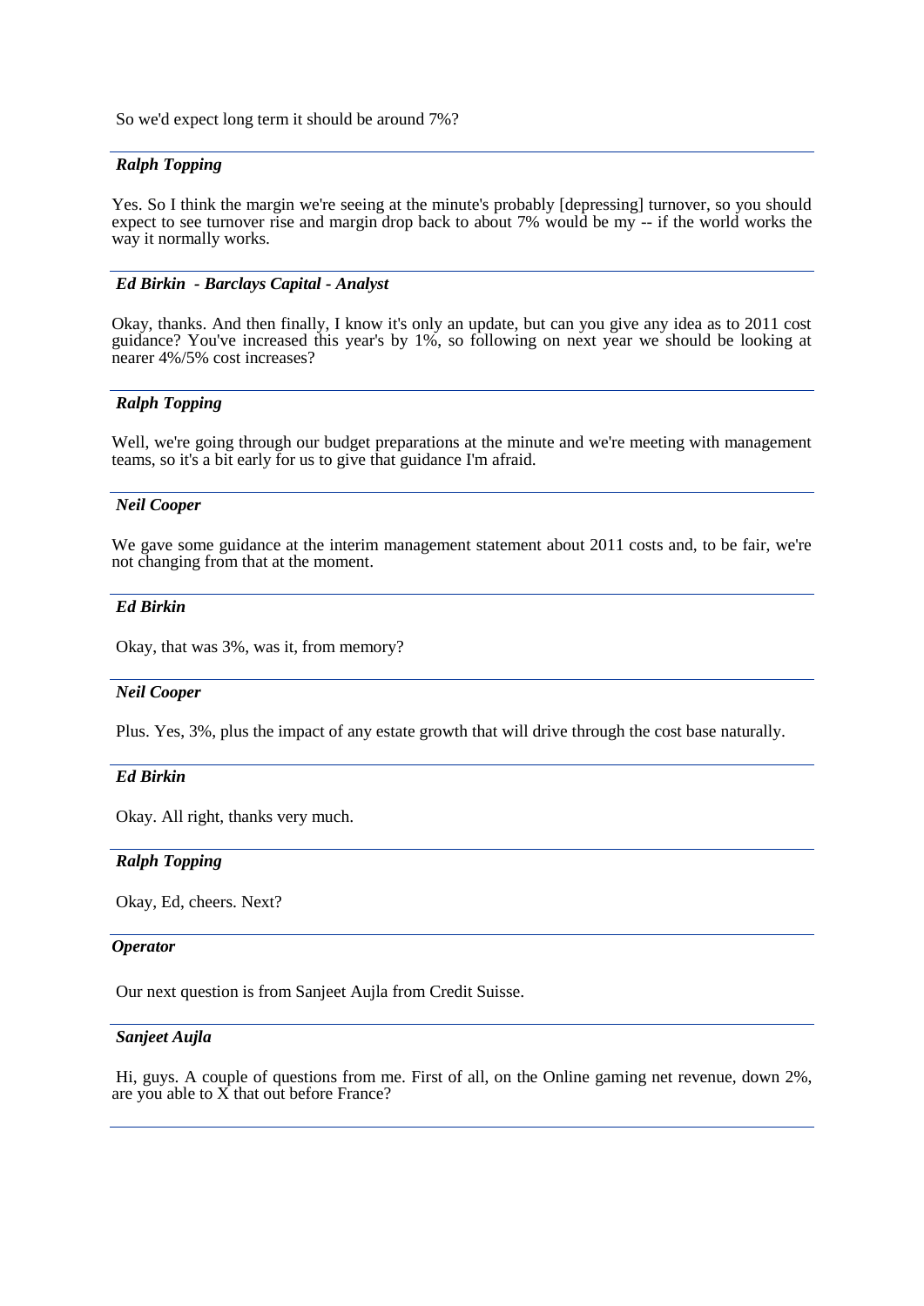So we'd expect long term it should be around 7%?

***Ralph Topping***

Yes. So I think the margin we're seeing at the minute's probably [depressing] turnover, so you should expect to see turnover rise and margin drop back to about 7% would be my -- if the world works the way it normally works.

***Ed Birkin - Barclays Capital - Analyst***

Okay, thanks. And then finally, I know it's only an update, but can you give any idea as to 2011 cost guidance? You've increased this year's by 1%, so following on next year we should be looking at nearer 4%/5% cost increases?

***Ralph Topping***

Well, we're going through our budget preparations at the minute and we're meeting with management teams, so it's a bit early for us to give that guidance I'm afraid.

***Neil Cooper***

We gave some guidance at the interim management statement about 2011 costs and, to be fair, we're not changing from that at the moment.

***Ed Birkin***

Okay, that was 3%, was it, from memory?

***Neil Cooper***

Plus. Yes, 3%, plus the impact of any estate growth that will drive through the cost base naturally.

***Ed Birkin***

Okay. All right, thanks very much.

***Ralph Topping***

Okay, Ed, cheers. Next?

***Operator***

Our next question is from Sanjeet Aujla from Credit Suisse.

***Sanjeet Aujla***

Hi, guys. A couple of questions from me. First of all, on the Online gaming net revenue, down 2%, are you able to X that out before France?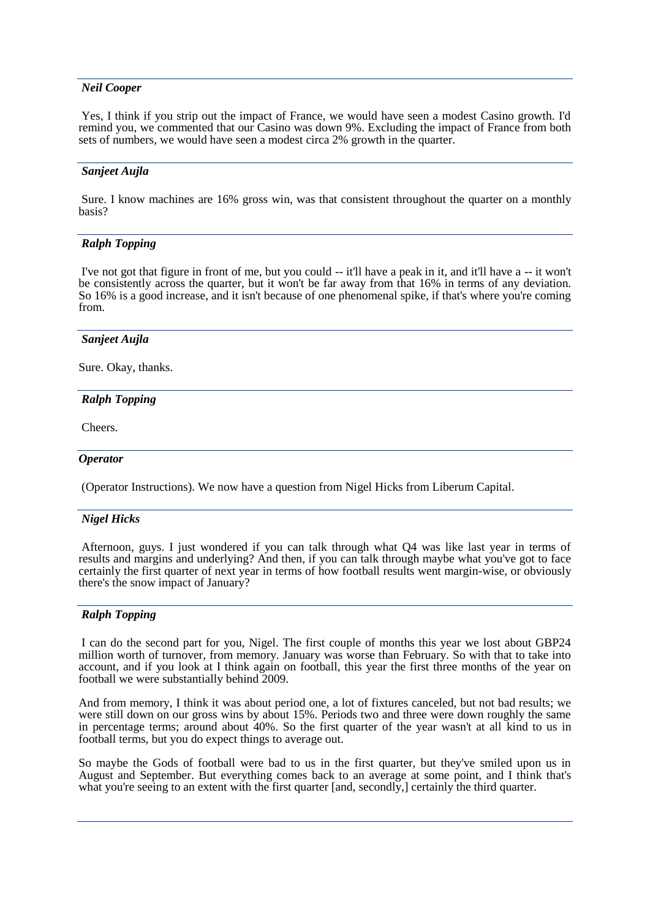***Neil Cooper***

Yes, I think if you strip out the impact of France, we would have seen a modest Casino growth. I'd remind you, we commented that our Casino was down 9%. Excluding the impact of France from both sets of numbers, we would have seen a modest circa 2% growth in the quarter.

***Sanjeet Aujla***

Sure. I know machines are 16% gross win, was that consistent throughout the quarter on a monthly basis?

***Ralph Topping***

I've not got that figure in front of me, but you could -- it'll have a peak in it, and it'll have a -- it won't be consistently across the quarter, but it won't be far away from that 16% in terms of any deviation. So 16% is a good increase, and it isn't because of one phenomenal spike, if that's where you're coming from.

***Sanjeet Aujla***

Sure. Okay, thanks.

***Ralph Topping***

Cheers.

***Operator***

(Operator Instructions). We now have a question from Nigel Hicks from Liberum Capital.

***Nigel Hicks***

Afternoon, guys. I just wondered if you can talk through what Q4 was like last year in terms of results and margins and underlying? And then, if you can talk through maybe what you've got to face certainly the first quarter of next year in terms of how football results went margin-wise, or obviously there's the snow impact of January?

***Ralph Topping***

I can do the second part for you, Nigel. The first couple of months this year we lost about GBP24 million worth of turnover, from memory. January was worse than February. So with that to take into account, and if you look at I think again on football, this year the first three months of the year on football we were substantially behind 2009.

And from memory, I think it was about period one, a lot of fixtures canceled, but not bad results; we were still down on our gross wins by about 15%. Periods two and three were down roughly the same in percentage terms; around about 40%. So the first quarter of the year wasn't at all kind to us in football terms, but you do expect things to average out.

So maybe the Gods of football were bad to us in the first quarter, but they've smiled upon us in August and September. But everything comes back to an average at some point, and I think that's what you're seeing to an extent with the first quarter [and, secondly,] certainly the third quarter.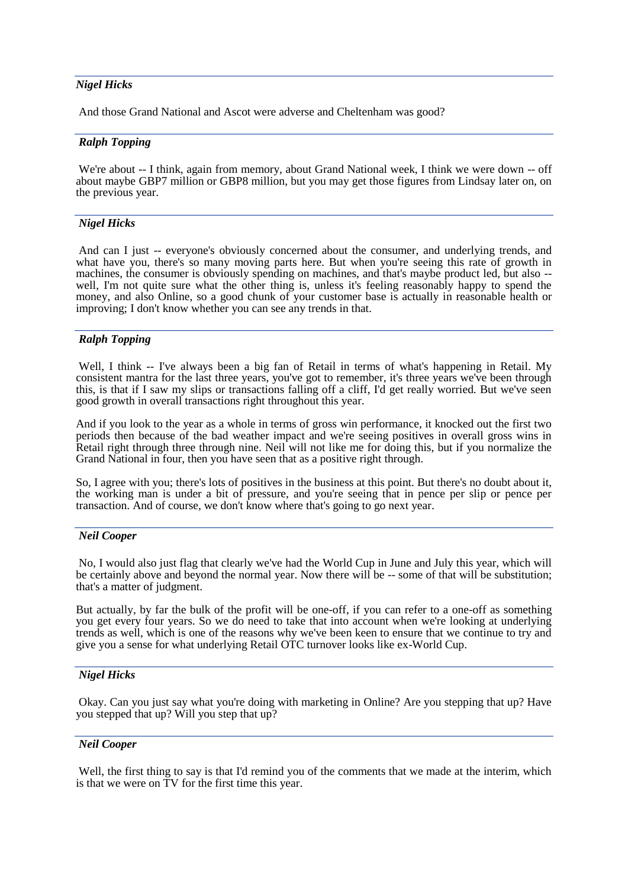***Nigel Hicks***

And those Grand National and Ascot were adverse and Cheltenham was good?

***Ralph Topping***

We're about -- I think, again from memory, about Grand National week, I think we were down -- off about maybe GBP7 million or GBP8 million, but you may get those figures from Lindsay later on, on the previous year.

***Nigel Hicks***

And can I just -- everyone's obviously concerned about the consumer, and underlying trends, and what have you, there's so many moving parts here. But when you're seeing this rate of growth in machines, the consumer is obviously spending on machines, and that's maybe product led, but also -- well, I'm not quite sure what the other thing is, unless it's feeling reasonably happy to spend the money, and also Online, so a good chunk of your customer base is actually in reasonable health or improving; I don't know whether you can see any trends in that.

***Ralph Topping***

Well, I think -- I've always been a big fan of Retail in terms of what's happening in Retail. My consistent mantra for the last three years, you've got to remember, it's three years we've been through this, is that if I saw my slips or transactions falling off a cliff, I'd get really worried. But we've seen good growth in overall transactions right throughout this year.

And if you look to the year as a whole in terms of gross win performance, it knocked out the first two periods then because of the bad weather impact and we're seeing positives in overall gross wins in Retail right through three through nine. Neil will not like me for doing this, but if you normalize the Grand National in four, then you have seen that as a positive right through.

So, I agree with you; there's lots of positives in the business at this point. But there's no doubt about it, the working man is under a bit of pressure, and you're seeing that in pence per slip or pence per transaction. And of course, we don't know where that's going to go next year.

***Neil Cooper***

No, I would also just flag that clearly we've had the World Cup in June and July this year, which will be certainly above and beyond the normal year. Now there will be -- some of that will be substitution; that's a matter of judgment.

But actually, by far the bulk of the profit will be one-off, if you can refer to a one-off as something you get every four years. So we do need to take that into account when we're looking at underlying trends as well, which is one of the reasons why we've been keen to ensure that we continue to try and give you a sense for what underlying Retail OTC turnover looks like ex-World Cup.

***Nigel Hicks***

Okay. Can you just say what you're doing with marketing in Online? Are you stepping that up? Have you stepped that up? Will you step that up?

***Neil Cooper***

Well, the first thing to say is that I'd remind you of the comments that we made at the interim, which is that we were on TV for the first time this year.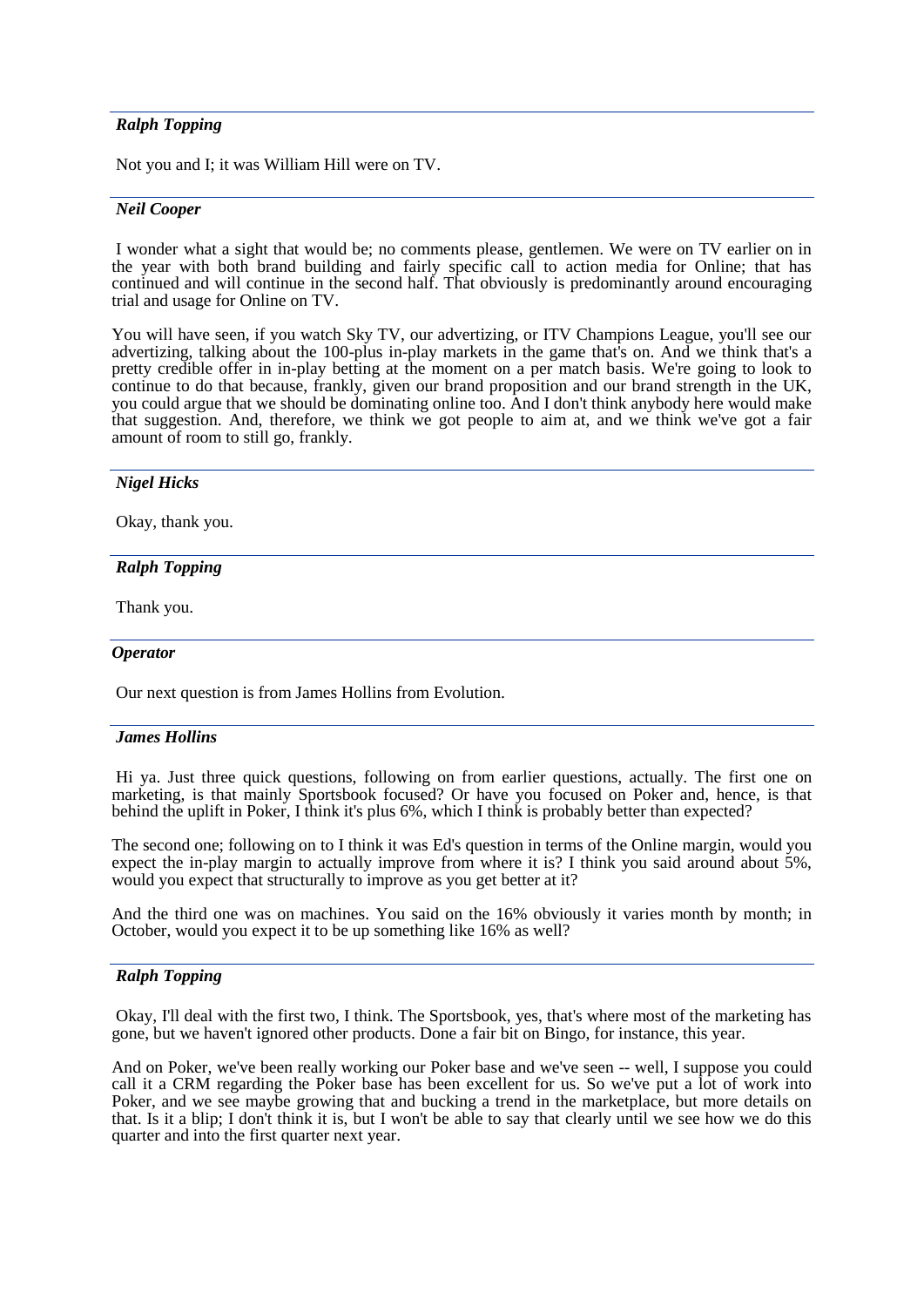***Ralph Topping***

Not you and I; it was William Hill were on TV.

***Neil Cooper***

I wonder what a sight that would be; no comments please, gentlemen. We were on TV earlier on in the year with both brand building and fairly specific call to action media for Online; that has continued and will continue in the second half. That obviously is predominantly around encouraging trial and usage for Online on TV.

You will have seen, if you watch Sky TV, our advertizing, or ITV Champions League, you'll see our advertizing, talking about the 100-plus in-play markets in the game that's on. And we think that's a pretty credible offer in in-play betting at the moment on a per match basis. We're going to look to continue to do that because, frankly, given our brand proposition and our brand strength in the UK, you could argue that we should be dominating online too. And I don't think anybody here would make that suggestion. And, therefore, we think we got people to aim at, and we think we've got a fair amount of room to still go, frankly.

***Nigel Hicks***

Okay, thank you.

***Ralph Topping***

Thank you.

***Operator***

Our next question is from James Hollins from Evolution.

***James Hollins***

Hi ya. Just three quick questions, following on from earlier questions, actually. The first one on marketing, is that mainly Sportsbook focused? Or have you focused on Poker and, hence, is that behind the uplift in Poker, I think it's plus 6%, which I think is probably better than expected?

The second one; following on to I think it was Ed's question in terms of the Online margin, would you expect the in-play margin to actually improve from where it is? I think you said around about 5%, would you expect that structurally to improve as you get better at it?

And the third one was on machines. You said on the 16% obviously it varies month by month; in October, would you expect it to be up something like 16% as well?

***Ralph Topping***

Okay, I'll deal with the first two, I think. The Sportsbook, yes, that's where most of the marketing has gone, but we haven't ignored other products. Done a fair bit on Bingo, for instance, this year.

And on Poker, we've been really working our Poker base and we've seen -- well, I suppose you could call it a CRM regarding the Poker base has been excellent for us. So we've put a lot of work into Poker, and we see maybe growing that and bucking a trend in the marketplace, but more details on that. Is it a blip; I don't think it is, but I won't be able to say that clearly until we see how we do this quarter and into the first quarter next year.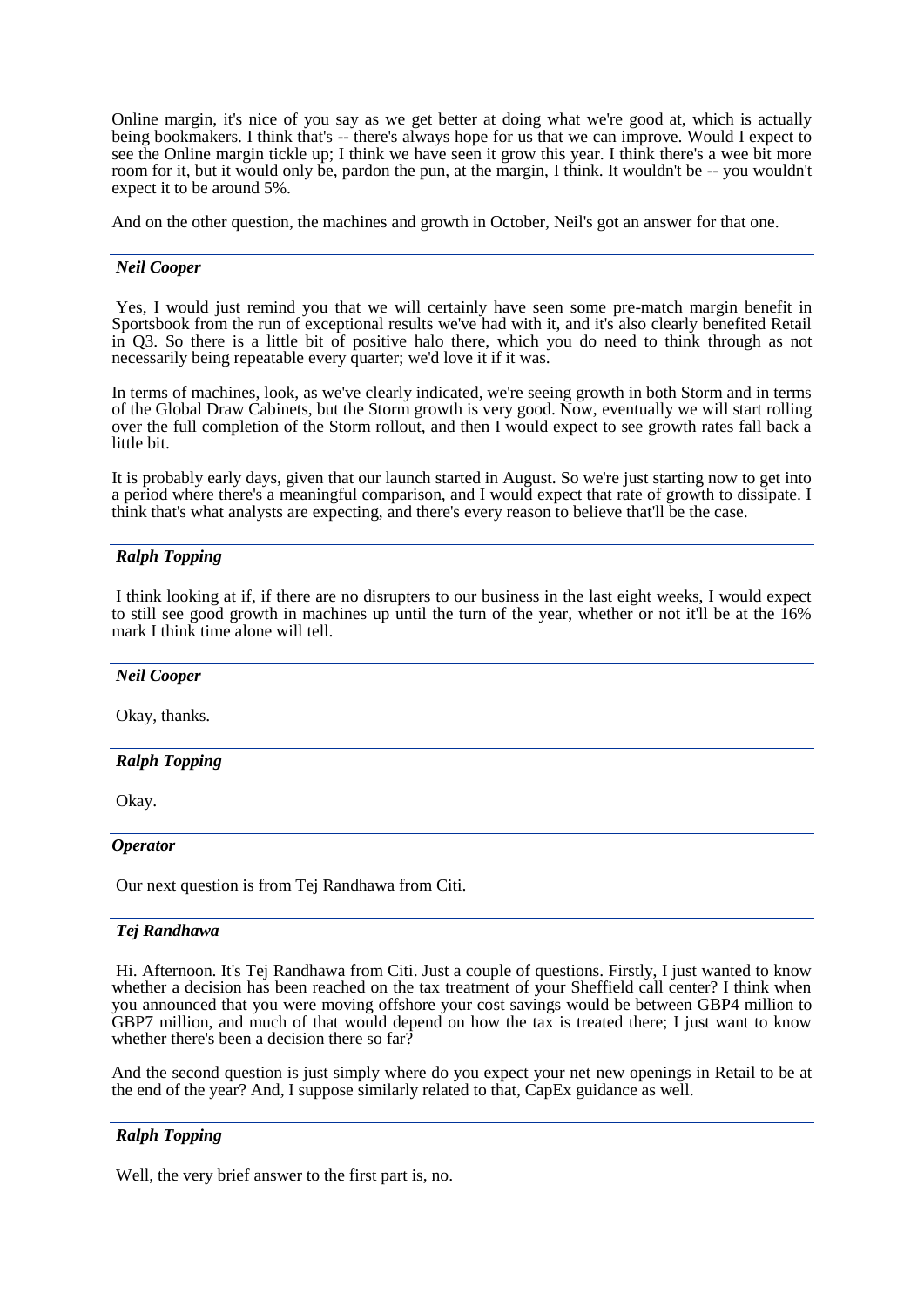Online margin, it's nice of you say as we get better at doing what we're good at, which is actually being bookmakers. I think that's -- there's always hope for us that we can improve. Would I expect to see the Online margin tickle up; I think we have seen it grow this year. I think there's a wee bit more room for it, but it would only be, pardon the pun, at the margin, I think. It wouldn't be -- you wouldn't expect it to be around 5%.

And on the other question, the machines and growth in October, Neil's got an answer for that one.

***Neil Cooper***

Yes, I would just remind you that we will certainly have seen some pre-match margin benefit in Sportsbook from the run of exceptional results we've had with it, and it's also clearly benefited Retail in Q3. So there is a little bit of positive halo there, which you do need to think through as not necessarily being repeatable every quarter; we'd love it if it was.

In terms of machines, look, as we've clearly indicated, we're seeing growth in both Storm and in terms of the Global Draw Cabinets, but the Storm growth is very good. Now, eventually we will start rolling over the full completion of the Storm rollout, and then I would expect to see growth rates fall back a little bit.

It is probably early days, given that our launch started in August. So we're just starting now to get into a period where there's a meaningful comparison, and I would expect that rate of growth to dissipate. I think that's what analysts are expecting, and there's every reason to believe that'll be the case.

***Ralph Topping***

I think looking at if, if there are no disrupters to our business in the last eight weeks, I would expect to still see good growth in machines up until the turn of the year, whether or not it'll be at the 16% mark I think time alone will tell.

***Neil Cooper***

Okay, thanks.

***Ralph Topping***

Okay.

***Operator***

Our next question is from Tej Randhawa from Citi.

***Tej Randhawa***

Hi. Afternoon. It's Tej Randhawa from Citi. Just a couple of questions. Firstly, I just wanted to know whether a decision has been reached on the tax treatment of your Sheffield call center? I think when you announced that you were moving offshore your cost savings would be between GBP4 million to GBP7 million, and much of that would depend on how the tax is treated there; I just want to know whether there's been a decision there so far?

And the second question is just simply where do you expect your net new openings in Retail to be at the end of the year? And, I suppose similarly related to that, CapEx guidance as well.

***Ralph Topping***

Well, the very brief answer to the first part is, no.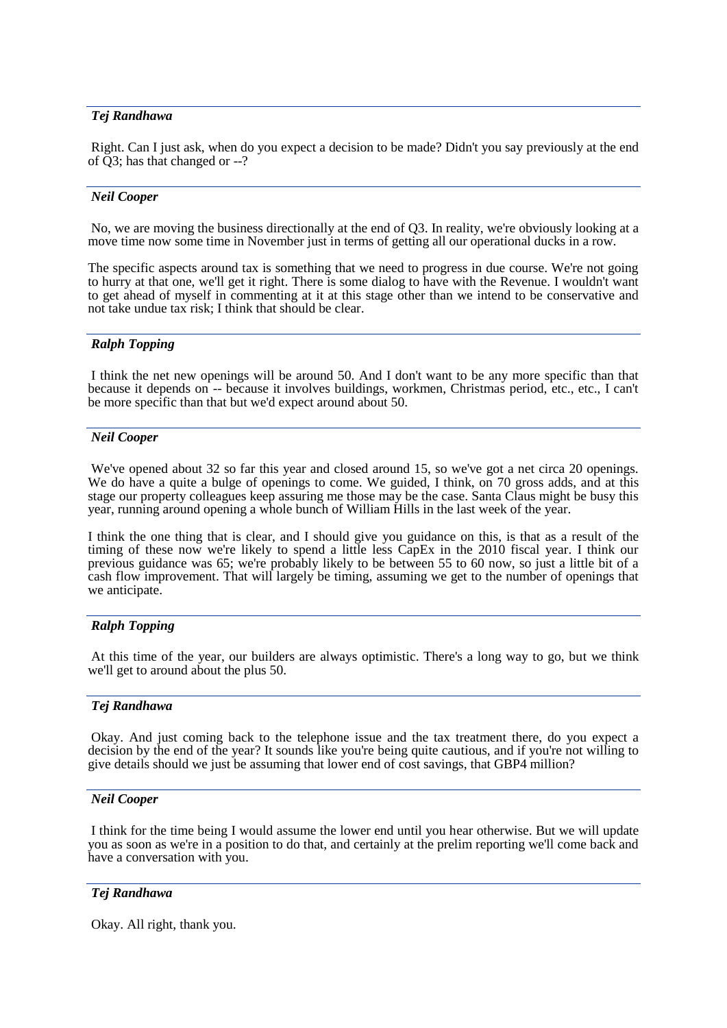***Tej Randhawa***

Right. Can I just ask, when do you expect a decision to be made? Didn't you say previously at the end of Q3; has that changed or --?

***Neil Cooper***

No, we are moving the business directionally at the end of Q3. In reality, we're obviously looking at a move time now some time in November just in terms of getting all our operational ducks in a row.

The specific aspects around tax is something that we need to progress in due course. We're not going to hurry at that one, we'll get it right. There is some dialog to have with the Revenue. I wouldn't want to get ahead of myself in commenting at it at this stage other than we intend to be conservative and not take undue tax risk; I think that should be clear.

***Ralph Topping***

I think the net new openings will be around 50. And I don't want to be any more specific than that because it depends on -- because it involves buildings, workmen, Christmas period, etc., etc., I can't be more specific than that but we'd expect around about 50.

***Neil Cooper***

We've opened about 32 so far this year and closed around 15, so we've got a net circa 20 openings. We do have a quite a bulge of openings to come. We guided, I think, on 70 gross adds, and at this stage our property colleagues keep assuring me those may be the case. Santa Claus might be busy this year, running around opening a whole bunch of William Hills in the last week of the year.

I think the one thing that is clear, and I should give you guidance on this, is that as a result of the timing of these now we're likely to spend a little less CapEx in the 2010 fiscal year. I think our previous guidance was 65; we're probably likely to be between 55 to 60 now, so just a little bit of a cash flow improvement. That will largely be timing, assuming we get to the number of openings that we anticipate.

***Ralph Topping***

At this time of the year, our builders are always optimistic. There's a long way to go, but we think we'll get to around about the plus 50.

***Tej Randhawa***

Okay. And just coming back to the telephone issue and the tax treatment there, do you expect a decision by the end of the year? It sounds like you're being quite cautious, and if you're not willing to give details should we just be assuming that lower end of cost savings, that GBP4 million?

***Neil Cooper***

I think for the time being I would assume the lower end until you hear otherwise. But we will update you as soon as we're in a position to do that, and certainly at the prelim reporting we'll come back and have a conversation with you.

***Tej Randhawa***

Okay. All right, thank you.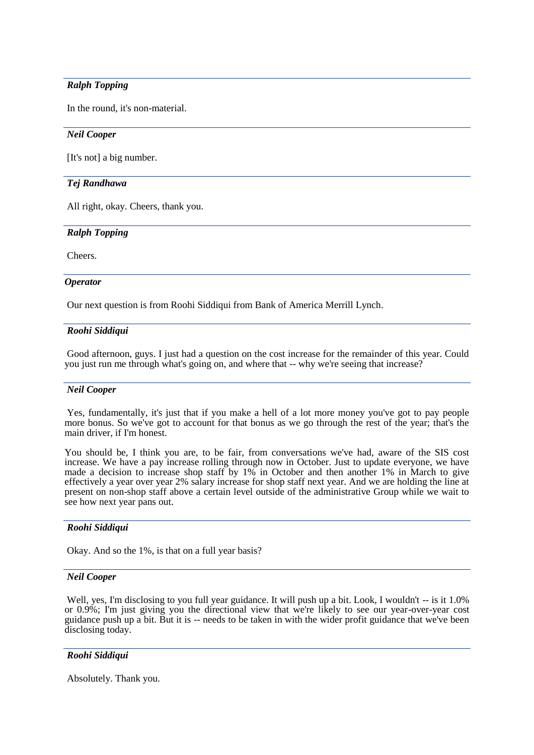*Ralph Topping*

In the round, it's non-material.

*Neil Cooper*

[It's not] a big number.

*Tej Randhawa*

All right, okay. Cheers, thank you.

*Ralph Topping*

Cheers.

*Operator*

Our next question is from Roohi Siddiqui from Bank of America Merrill Lynch.

*Roohi Siddiqui*

Good afternoon, guys. I just had a question on the cost increase for the remainder of this year. Could you just run me through what's going on, and where that -- why we're seeing that increase?

*Neil Cooper*

Yes, fundamentally, it's just that if you make a hell of a lot more money you've got to pay people more bonus. So we've got to account for that bonus as we go through the rest of the year; that's the main driver, if I'm honest.

You should be, I think you are, to be fair, from conversations we've had, aware of the SIS cost increase. We have a pay increase rolling through now in October. Just to update everyone, we have made a decision to increase shop staff by 1% in October and then another 1% in March to give effectively a year over year 2% salary increase for shop staff next year. And we are holding the line at present on non-shop staff above a certain level outside of the administrative Group while we wait to see how next year pans out.

*Roohi Siddiqui*

Okay. And so the 1%, is that on a full year basis?

*Neil Cooper*

Well, yes, I'm disclosing to you full year guidance. It will push up a bit. Look, I wouldn't -- is it 1.0% or 0.9%; I'm just giving you the directional view that we're likely to see our year-over-year cost guidance push up a bit. But it is -- needs to be taken in with the wider profit guidance that we've been disclosing today.

*Roohi Siddiqui*

Absolutely. Thank you.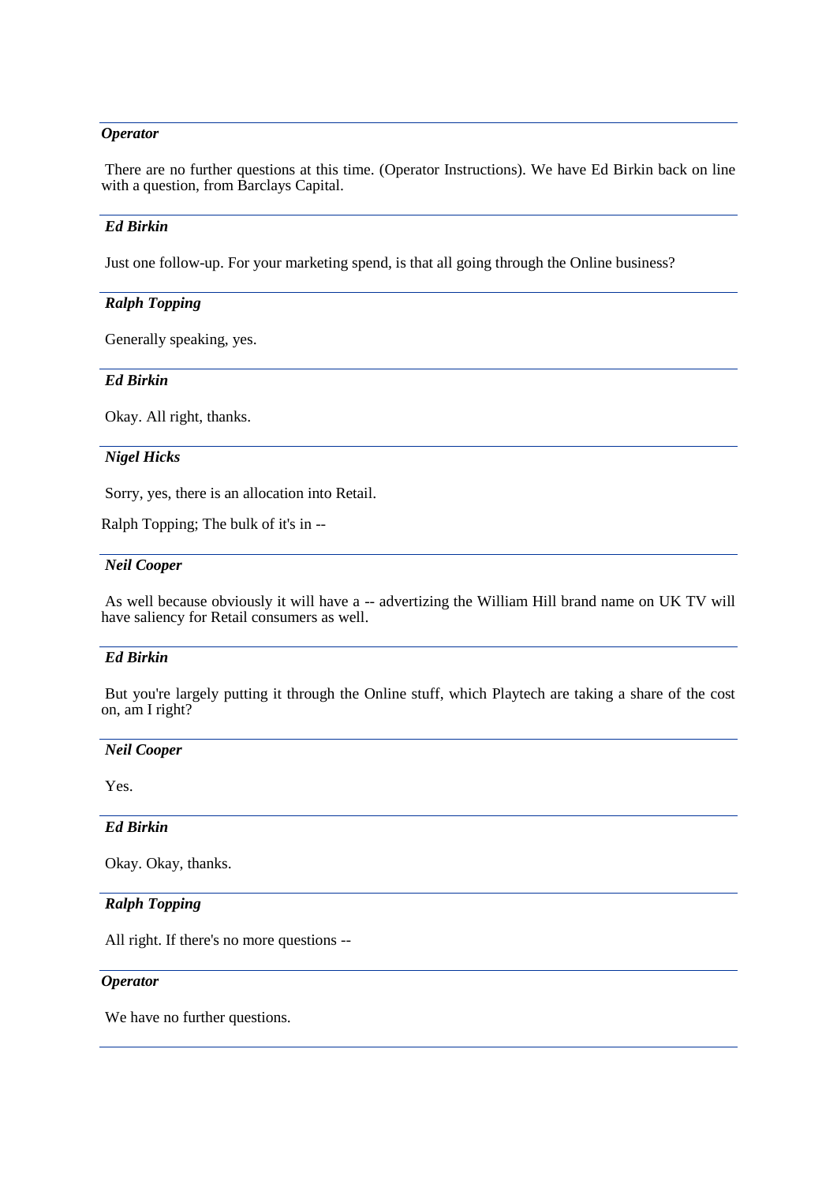***Operator***

There are no further questions at this time. (Operator Instructions). We have Ed Birkin back on line with a question, from Barclays Capital.

***Ed Birkin***

Just one follow-up. For your marketing spend, is that all going through the Online business?

***Ralph Topping***

Generally speaking, yes.

***Ed Birkin***

Okay. All right, thanks.

***Nigel Hicks***

Sorry, yes, there is an allocation into Retail.

Ralph Topping; The bulk of it's in --

***Neil Cooper***

As well because obviously it will have a -- advertizing the William Hill brand name on UK TV will have saliency for Retail consumers as well.

***Ed Birkin***

But you're largely putting it through the Online stuff, which Playtech are taking a share of the cost on, am I right?

***Neil Cooper***

Yes.

***Ed Birkin***

Okay. Okay, thanks.

***Ralph Topping***

All right. If there's no more questions --

***Operator***

We have no further questions.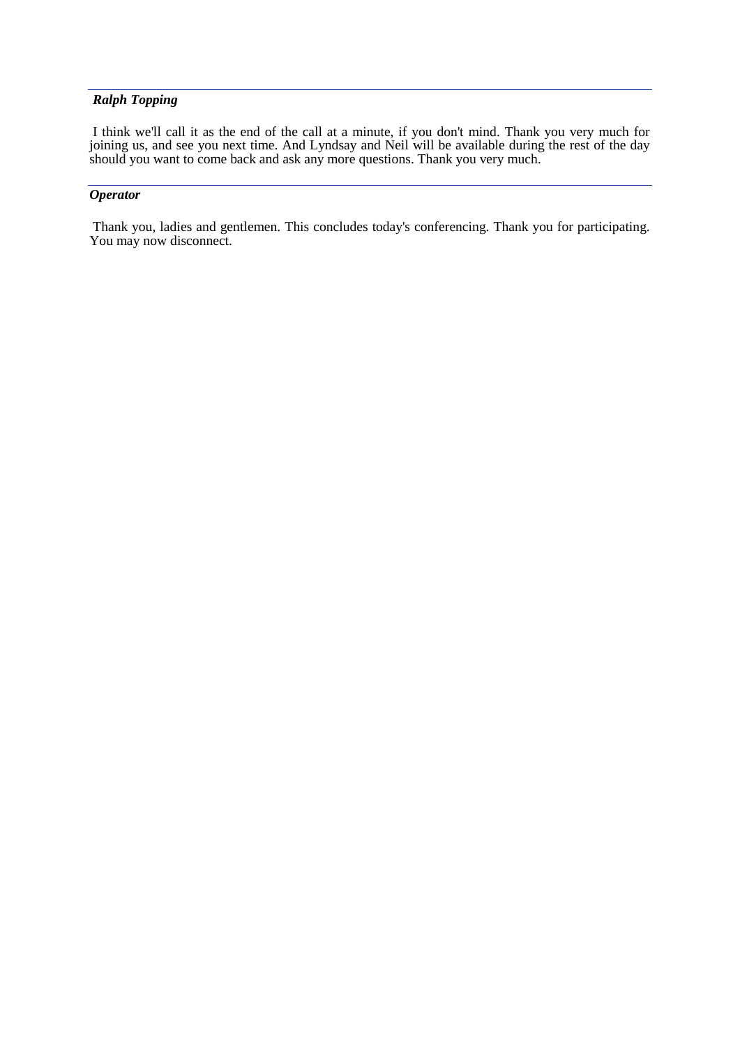***Ralph Topping***

I think we'll call it as the end of the call at a minute, if you don't mind. Thank you very much for joining us, and see you next time. And Lyndsay and Neil will be available during the rest of the day should you want to come back and ask any more questions. Thank you very much.

***Operator***

Thank you, ladies and gentlemen. This concludes today's conferencing. Thank you for participating. You may now disconnect.